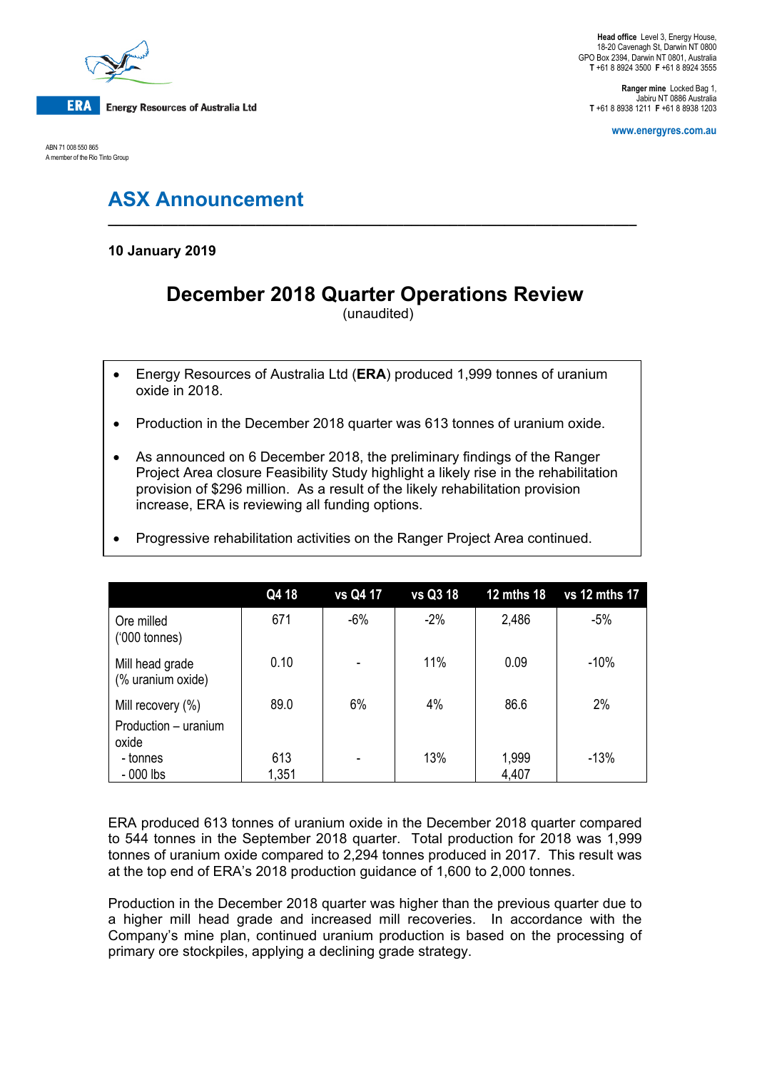Energy Resources of Australia Ltd

ABN 71 008 550 865
A member of the Rio Tinto Group

**Head office** Level 3, Energy House, 18-20 Cavenagh St, Darwin NT 0800
GPO Box 2394, Darwin NT 0801, Australia
**T** +61 8 8924 3500 **F** +61 8 8924 3555

**Ranger mine** Locked Bag 1, Jabiru NT 0886 Australia
**T** +61 8 8938 1211 **F** +61 8 8938 1203

www.energyres.com.au

# ASX Announcement

**10 January 2019**

## December 2018 Quarter Operations Review

(unaudited)

- Energy Resources of Australia Ltd (**ERA**) produced 1,999 tonnes of uranium oxide in 2018.
- Production in the December 2018 quarter was 613 tonnes of uranium oxide.
- As announced on 6 December 2018, the preliminary findings of the Ranger Project Area closure Feasibility Study highlight a likely rise in the rehabilitation provision of $296 million. As a result of the likely rehabilitation provision increase, ERA is reviewing all funding options.
- Progressive rehabilitation activities on the Ranger Project Area continued.

| | Q4 18 | vs Q4 17 | vs Q3 18 | 12 mths 18 | vs 12 mths 17 |
|---|---|---|---|---|---|
| Ore milled ('000 tonnes) | 671 | -6% | -2% | 2,486 | -5% |
| Mill head grade (% uranium oxide) | 0.10 | - | 11% | 0.09 | -10% |
| Mill recovery (%) | 89.0 | 6% | 4% | 86.6 | 2% |
| Production – uranium oxide | | | | | |
| - tonnes | 613 | - | 13% | 1,999 | -13% |
| - 000 lbs | 1,351 | | | 4,407 | |

ERA produced 613 tonnes of uranium oxide in the December 2018 quarter compared to 544 tonnes in the September 2018 quarter. Total production for 2018 was 1,999 tonnes of uranium oxide compared to 2,294 tonnes produced in 2017. This result was at the top end of ERA's 2018 production guidance of 1,600 to 2,000 tonnes.

Production in the December 2018 quarter was higher than the previous quarter due to a higher mill head grade and increased mill recoveries. In accordance with the Company's mine plan, continued uranium production is based on the processing of primary ore stockpiles, applying a declining grade strategy.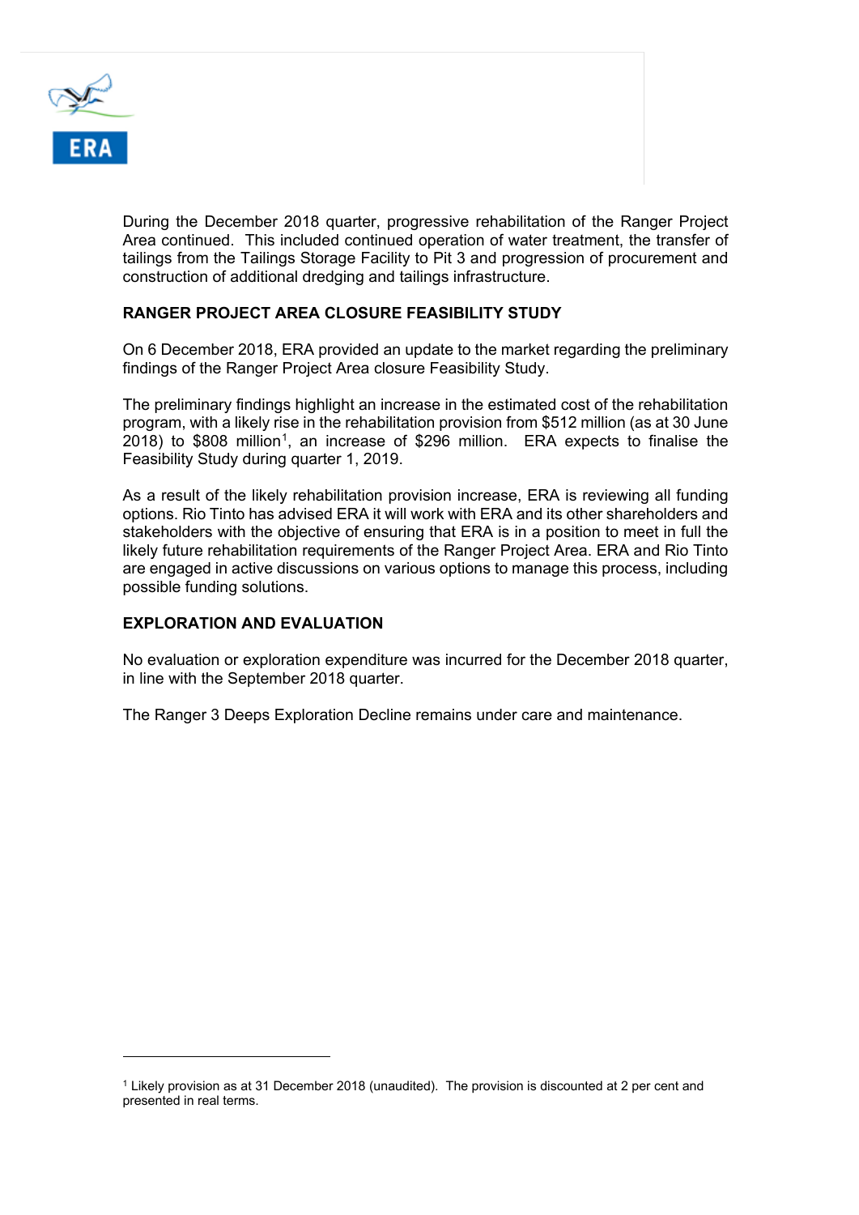During the December 2018 quarter, progressive rehabilitation of the Ranger Project Area continued. This included continued operation of water treatment, the transfer of tailings from the Tailings Storage Facility to Pit 3 and progression of procurement and construction of additional dredging and tailings infrastructure.

## RANGER PROJECT AREA CLOSURE FEASIBILITY STUDY

On 6 December 2018, ERA provided an update to the market regarding the preliminary findings of the Ranger Project Area closure Feasibility Study.

The preliminary findings highlight an increase in the estimated cost of the rehabilitation program, with a likely rise in the rehabilitation provision from $512 million (as at 30 June 2018) to $808 million[1], an increase of $296 million. ERA expects to finalise the Feasibility Study during quarter 1, 2019.

As a result of the likely rehabilitation provision increase, ERA is reviewing all funding options. Rio Tinto has advised ERA it will work with ERA and its other shareholders and stakeholders with the objective of ensuring that ERA is in a position to meet in full the likely future rehabilitation requirements of the Ranger Project Area. ERA and Rio Tinto are engaged in active discussions on various options to manage this process, including possible funding solutions.

## EXPLORATION AND EVALUATION

No evaluation or exploration expenditure was incurred for the December 2018 quarter, in line with the September 2018 quarter.

The Ranger 3 Deeps Exploration Decline remains under care and maintenance.

---

[1] Likely provision as at 31 December 2018 (unaudited). The provision is discounted at 2 per cent and presented in real terms.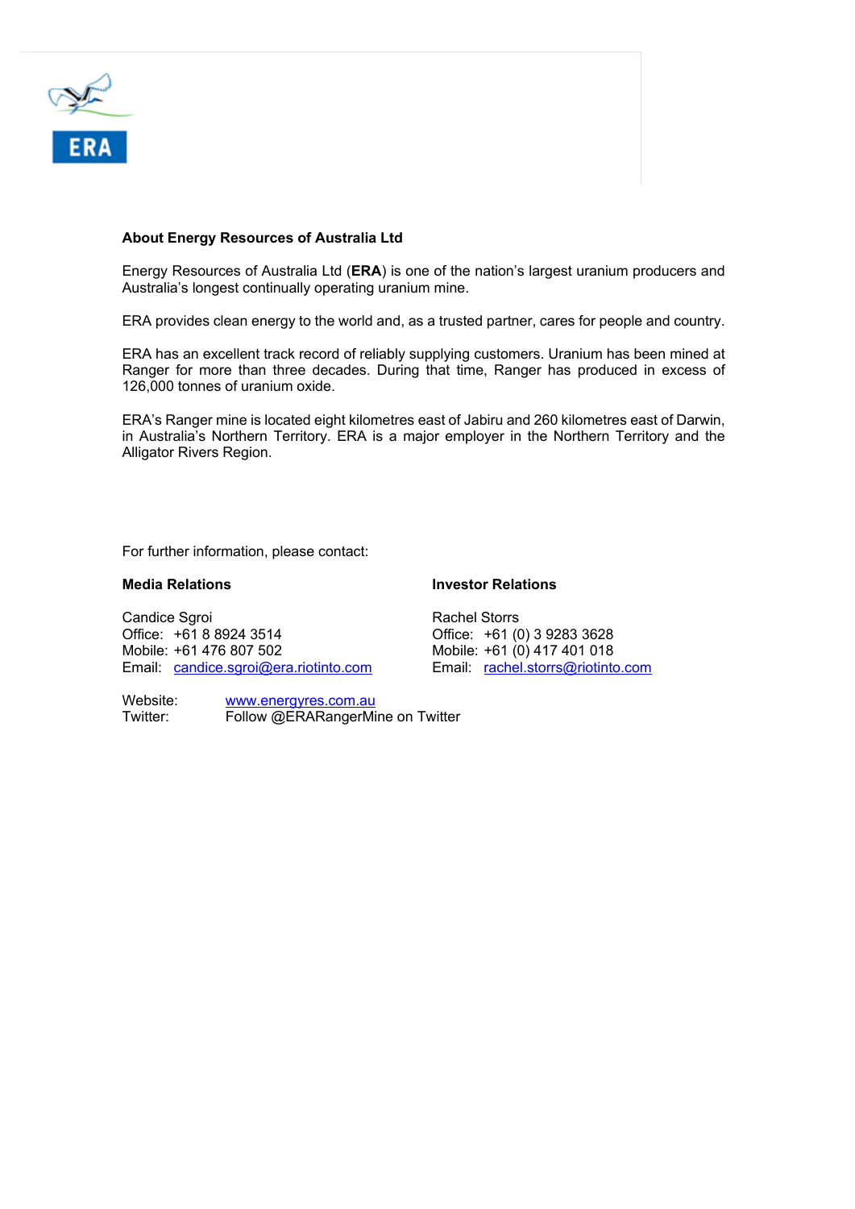**About Energy Resources of Australia Ltd**

Energy Resources of Australia Ltd (**ERA**) is one of the nation's largest uranium producers and Australia's longest continually operating uranium mine.

ERA provides clean energy to the world and, as a trusted partner, cares for people and country.

ERA has an excellent track record of reliably supplying customers. Uranium has been mined at Ranger for more than three decades. During that time, Ranger has produced in excess of 126,000 tonnes of uranium oxide.

ERA's Ranger mine is located eight kilometres east of Jabiru and 260 kilometres east of Darwin, in Australia's Northern Territory. ERA is a major employer in the Northern Territory and the Alligator Rivers Region.

For further information, please contact:

**Media Relations**

Candice Sgroi
Office: +61 8 8924 3514
Mobile: +61 476 807 502
Email: candice.sgroi@era.riotinto.com

**Investor Relations**

Rachel Storrs
Office: +61 (0) 3 9283 3628
Mobile: +61 (0) 417 401 018
Email: rachel.storrs@riotinto.com

Website: www.energyres.com.au
Twitter: Follow @ERARangerMine on Twitter